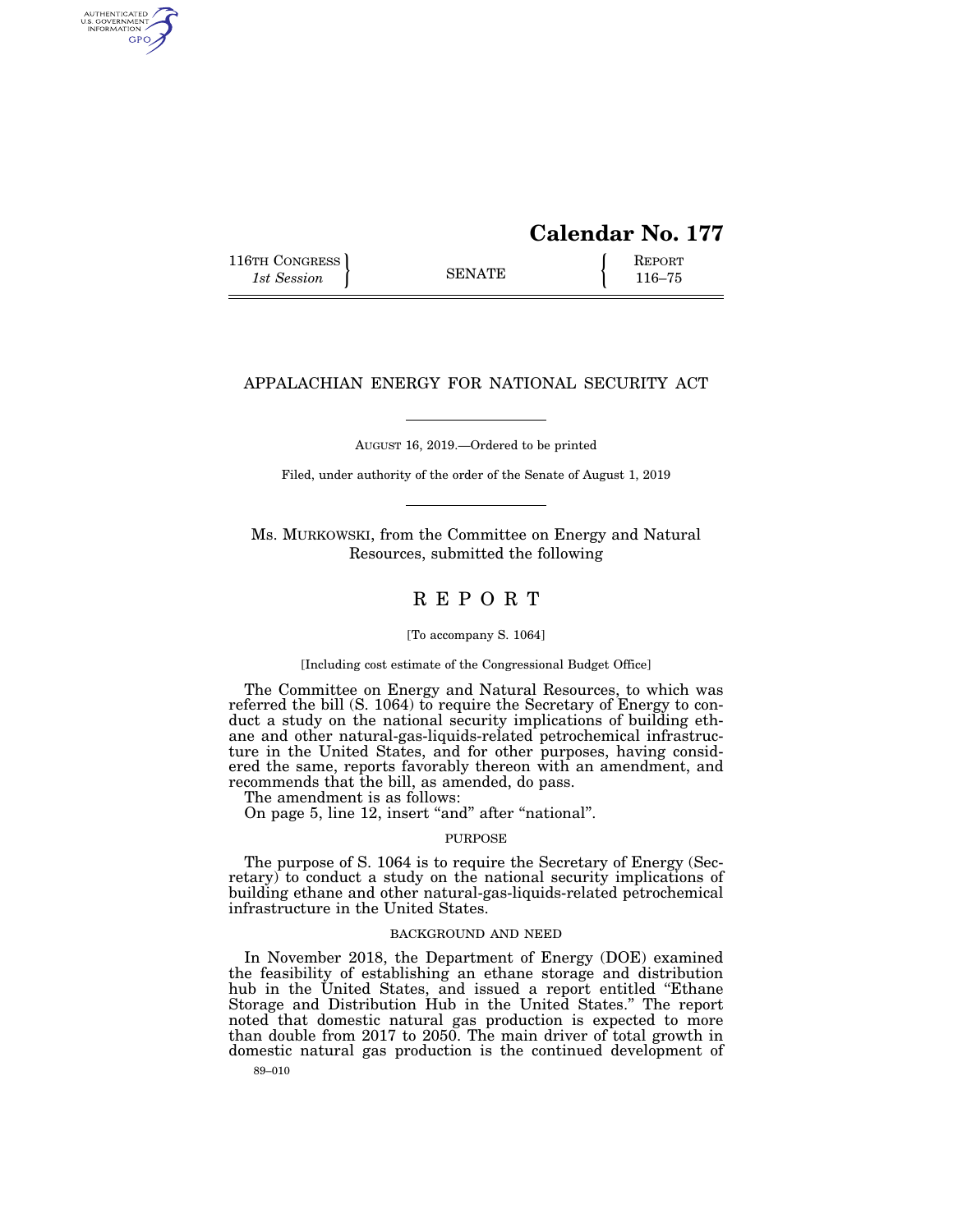# Calendar No. 177

116TH CONGRESS
*1st Session*

SENATE

REPORT
116–75

## APPALACHIAN ENERGY FOR NATIONAL SECURITY ACT

AUGUST 16, 2019.—Ordered to be printed

Filed, under authority of the order of the Senate of August 1, 2019

Ms. MURKOWSKI, from the Committee on Energy and Natural Resources, submitted the following

## R E P O R T

[To accompany S. 1064]

[Including cost estimate of the Congressional Budget Office]

The Committee on Energy and Natural Resources, to which was referred the bill (S. 1064) to require the Secretary of Energy to conduct a study on the national security implications of building ethane and other natural-gas-liquids-related petrochemical infrastructure in the United States, and for other purposes, having considered the same, reports favorably thereon with an amendment, and recommends that the bill, as amended, do pass.

The amendment is as follows:

On page 5, line 12, insert "and" after "national".

### PURPOSE

The purpose of S. 1064 is to require the Secretary of Energy (Secretary) to conduct a study on the national security implications of building ethane and other natural-gas-liquids-related petrochemical infrastructure in the United States.

### BACKGROUND AND NEED

In November 2018, the Department of Energy (DOE) examined the feasibility of establishing an ethane storage and distribution hub in the United States, and issued a report entitled "Ethane Storage and Distribution Hub in the United States." The report noted that domestic natural gas production is expected to more than double from 2017 to 2050. The main driver of total growth in domestic natural gas production is the continued development of

89–010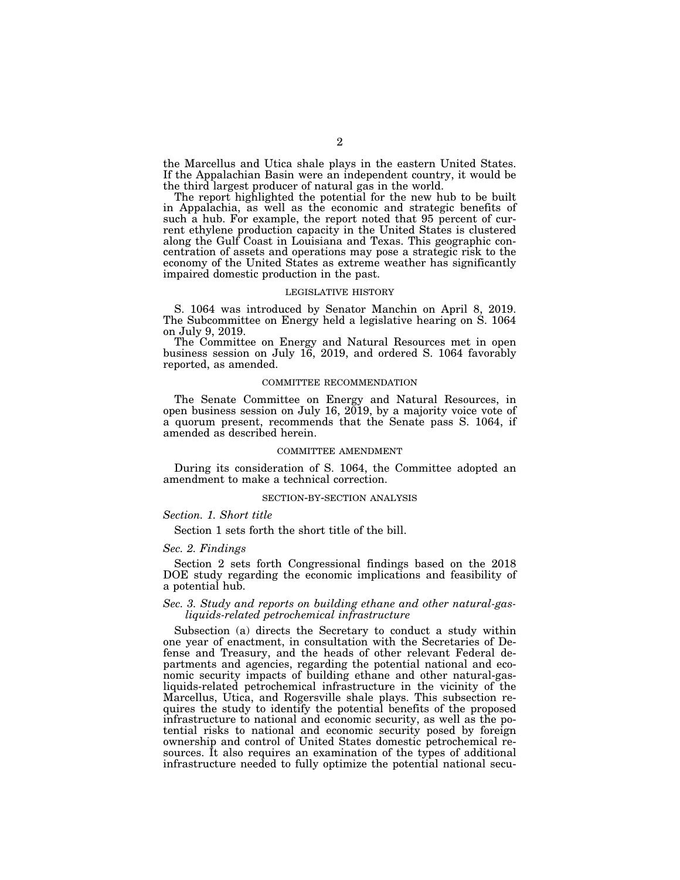the Marcellus and Utica shale plays in the eastern United States. If the Appalachian Basin were an independent country, it would be the third largest producer of natural gas in the world.

The report highlighted the potential for the new hub to be built in Appalachia, as well as the economic and strategic benefits of such a hub. For example, the report noted that 95 percent of current ethylene production capacity in the United States is clustered along the Gulf Coast in Louisiana and Texas. This geographic concentration of assets and operations may pose a strategic risk to the economy of the United States as extreme weather has significantly impaired domestic production in the past.

## LEGISLATIVE HISTORY

S. 1064 was introduced by Senator Manchin on April 8, 2019. The Subcommittee on Energy held a legislative hearing on S. 1064 on July 9, 2019.

The Committee on Energy and Natural Resources met in open business session on July 16, 2019, and ordered S. 1064 favorably reported, as amended.

## COMMITTEE RECOMMENDATION

The Senate Committee on Energy and Natural Resources, in open business session on July 16, 2019, by a majority voice vote of a quorum present, recommends that the Senate pass S. 1064, if amended as described herein.

## COMMITTEE AMENDMENT

During its consideration of S. 1064, the Committee adopted an amendment to make a technical correction.

## SECTION-BY-SECTION ANALYSIS

*Section. 1. Short title*

Section 1 sets forth the short title of the bill.

*Sec. 2. Findings*

Section 2 sets forth Congressional findings based on the 2018 DOE study regarding the economic implications and feasibility of a potential hub.

*Sec. 3. Study and reports on building ethane and other natural-gas-liquids-related petrochemical infrastructure*

Subsection (a) directs the Secretary to conduct a study within one year of enactment, in consultation with the Secretaries of Defense and Treasury, and the heads of other relevant Federal departments and agencies, regarding the potential national and economic security impacts of building ethane and other natural-gas-liquids-related petrochemical infrastructure in the vicinity of the Marcellus, Utica, and Rogersville shale plays. This subsection requires the study to identify the potential benefits of the proposed infrastructure to national and economic security, as well as the potential risks to national and economic security posed by foreign ownership and control of United States domestic petrochemical resources. It also requires an examination of the types of additional infrastructure needed to fully optimize the potential national secu-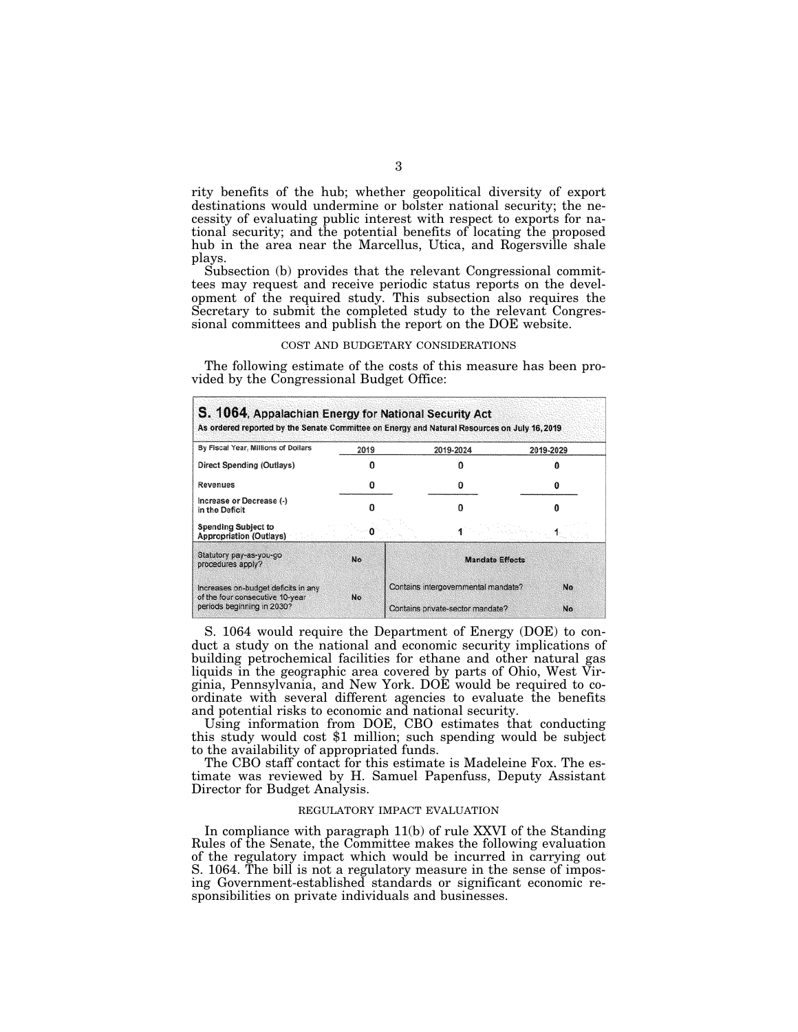rity benefits of the hub; whether geopolitical diversity of export destinations would undermine or bolster national security; the necessity of evaluating public interest with respect to exports for national security; and the potential benefits of locating the proposed hub in the area near the Marcellus, Utica, and Rogersville shale plays.

Subsection (b) provides that the relevant Congressional committees may request and receive periodic status reports on the development of the required study. This subsection also requires the Secretary to submit the completed study to the relevant Congressional committees and publish the report on the DOE website.

COST AND BUDGETARY CONSIDERATIONS

The following estimate of the costs of this measure has been provided by the Congressional Budget Office:

**S. 1064, Appalachian Energy for National Security Act**
As ordered reported by the Senate Committee on Energy and Natural Resources on July 16, 2019

| By Fiscal Year, Millions of Dollars | 2019 | 2019-2024 | 2019-2029 |
|---|---|---|---|
| Direct Spending (Outlays) | 0 | 0 | 0 |
| Revenues | 0 | 0 | 0 |
| Increase or Decrease (-) in the Deficit | 0 | 0 | 0 |
| Spending Subject to Appropriation (Outlays) | 0 | 1 | 1 |

| | | Mandate Effects | |
|---|---|---|---|
| Statutory pay-as-you-go procedures apply? | No | | |
| Increases on-budget deficits in any of the four consecutive 10-year periods beginning in 2030? | No | Contains intergovernmental mandate? | No |
| | | Contains private-sector mandate? | No |

S. 1064 would require the Department of Energy (DOE) to conduct a study on the national and economic security implications of building petrochemical facilities for ethane and other natural gas liquids in the geographic area covered by parts of Ohio, West Virginia, Pennsylvania, and New York. DOE would be required to coordinate with several different agencies to evaluate the benefits and potential risks to economic and national security.

Using information from DOE, CBO estimates that conducting this study would cost $1 million; such spending would be subject to the availability of appropriated funds.

The CBO staff contact for this estimate is Madeleine Fox. The estimate was reviewed by H. Samuel Papenfuss, Deputy Assistant Director for Budget Analysis.

REGULATORY IMPACT EVALUATION

In compliance with paragraph 11(b) of rule XXVI of the Standing Rules of the Senate, the Committee makes the following evaluation of the regulatory impact which would be incurred in carrying out S. 1064. The bill is not a regulatory measure in the sense of imposing Government-established standards or significant economic responsibilities on private individuals and businesses.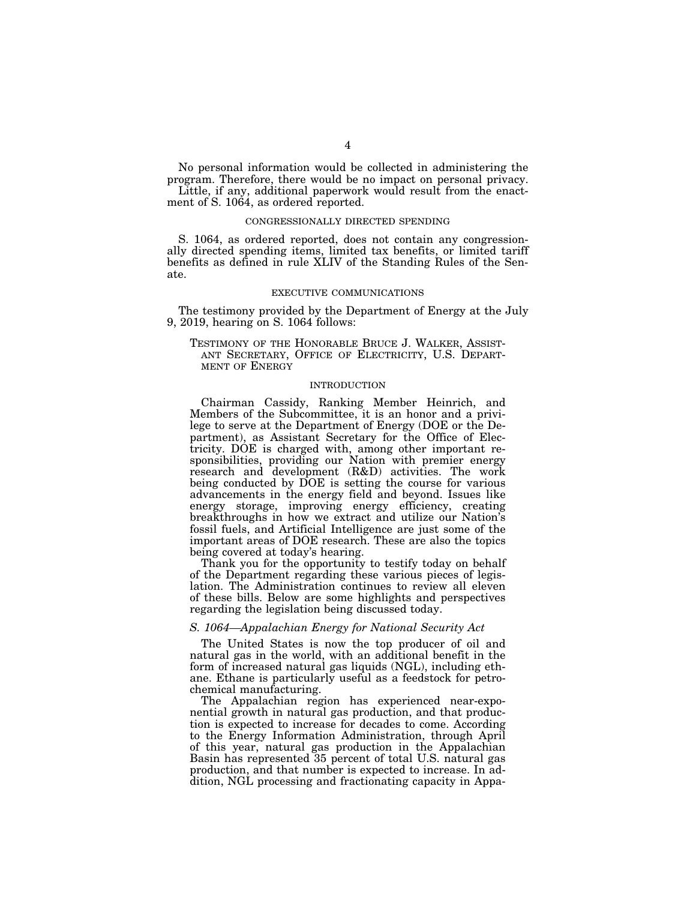No personal information would be collected in administering the program. Therefore, there would be no impact on personal privacy.

Little, if any, additional paperwork would result from the enactment of S. 1064, as ordered reported.

## CONGRESSIONALLY DIRECTED SPENDING

S. 1064, as ordered reported, does not contain any congressionally directed spending items, limited tax benefits, or limited tariff benefits as defined in rule XLIV of the Standing Rules of the Senate.

## EXECUTIVE COMMUNICATIONS

The testimony provided by the Department of Energy at the July 9, 2019, hearing on S. 1064 follows:

### TESTIMONY OF THE HONORABLE BRUCE J. WALKER, ASSISTANT SECRETARY, OFFICE OF ELECTRICITY, U.S. DEPARTMENT OF ENERGY

#### INTRODUCTION

Chairman Cassidy, Ranking Member Heinrich, and Members of the Subcommittee, it is an honor and a privilege to serve at the Department of Energy (DOE or the Department), as Assistant Secretary for the Office of Electricity. DOE is charged with, among other important responsibilities, providing our Nation with premier energy research and development (R&D) activities. The work being conducted by DOE is setting the course for various advancements in the energy field and beyond. Issues like energy storage, improving energy efficiency, creating breakthroughs in how we extract and utilize our Nation's fossil fuels, and Artificial Intelligence are just some of the important areas of DOE research. These are also the topics being covered at today's hearing.

Thank you for the opportunity to testify today on behalf of the Department regarding these various pieces of legislation. The Administration continues to review all eleven of these bills. Below are some highlights and perspectives regarding the legislation being discussed today.

#### *S. 1064—Appalachian Energy for National Security Act*

The United States is now the top producer of oil and natural gas in the world, with an additional benefit in the form of increased natural gas liquids (NGL), including ethane. Ethane is particularly useful as a feedstock for petrochemical manufacturing.

The Appalachian region has experienced near-exponential growth in natural gas production, and that production is expected to increase for decades to come. According to the Energy Information Administration, through April of this year, natural gas production in the Appalachian Basin has represented 35 percent of total U.S. natural gas production, and that number is expected to increase. In addition, NGL processing and fractionating capacity in Appa-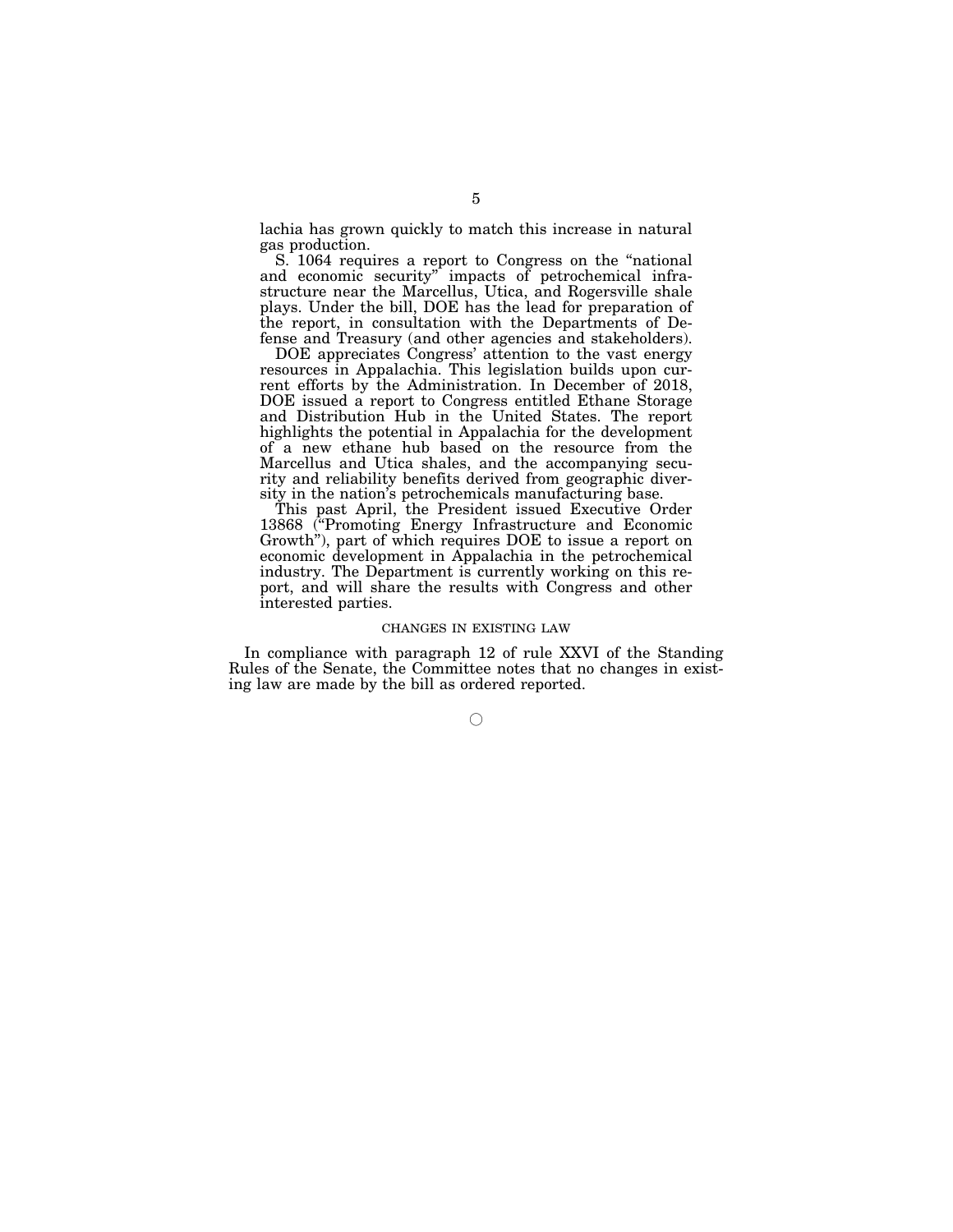lachia has grown quickly to match this increase in natural gas production.

S. 1064 requires a report to Congress on the "national and economic security" impacts of petrochemical infrastructure near the Marcellus, Utica, and Rogersville shale plays. Under the bill, DOE has the lead for preparation of the report, in consultation with the Departments of Defense and Treasury (and other agencies and stakeholders).

DOE appreciates Congress' attention to the vast energy resources in Appalachia. This legislation builds upon current efforts by the Administration. In December of 2018, DOE issued a report to Congress entitled Ethane Storage and Distribution Hub in the United States. The report highlights the potential in Appalachia for the development of a new ethane hub based on the resource from the Marcellus and Utica shales, and the accompanying security and reliability benefits derived from geographic diversity in the nation's petrochemicals manufacturing base.

This past April, the President issued Executive Order 13868 ("Promoting Energy Infrastructure and Economic Growth"), part of which requires DOE to issue a report on economic development in Appalachia in the petrochemical industry. The Department is currently working on this report, and will share the results with Congress and other interested parties.

## CHANGES IN EXISTING LAW

In compliance with paragraph 12 of rule XXVI of the Standing Rules of the Senate, the Committee notes that no changes in existing law are made by the bill as ordered reported.